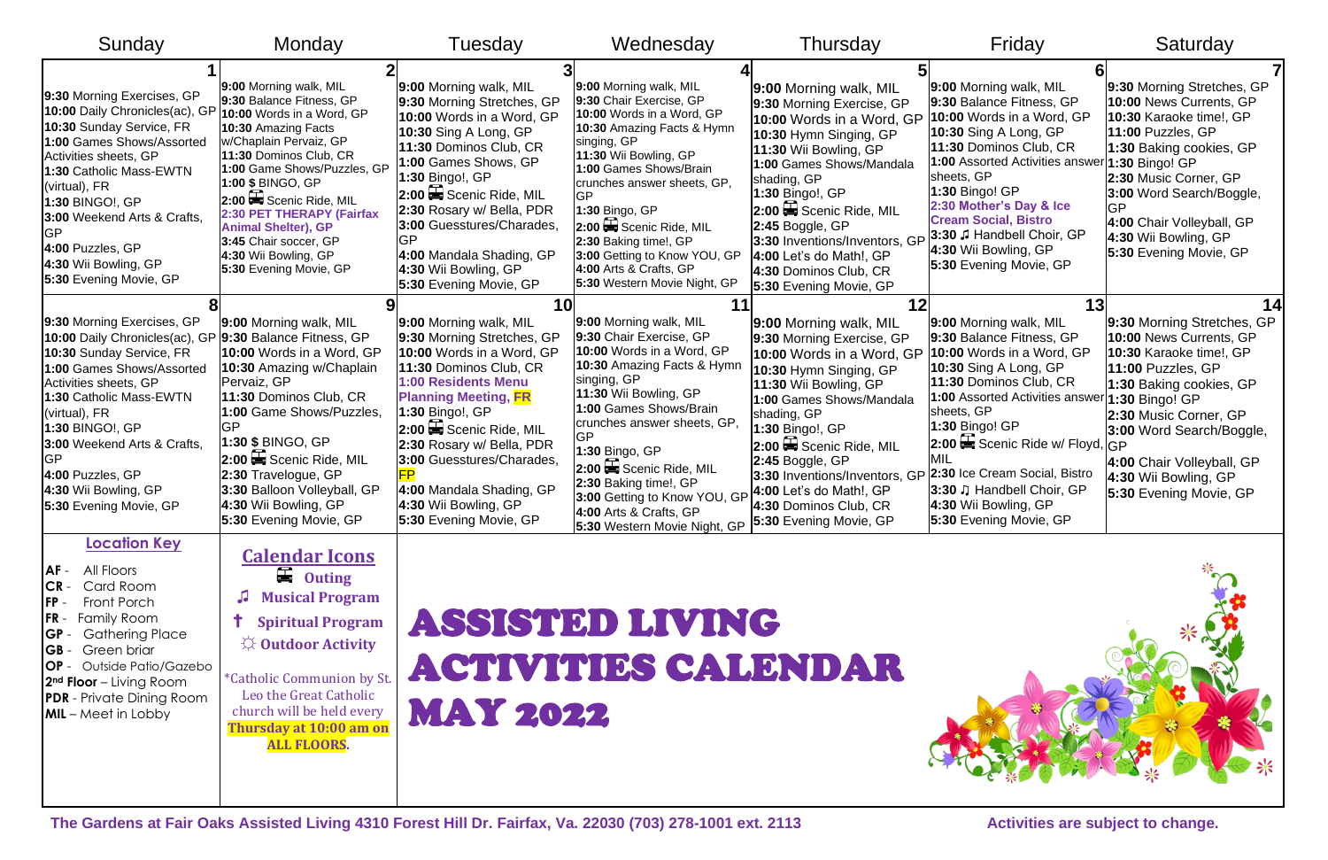# ASSISTED LIVING ACTIVITIES CALENDAR MAY 2022

| Sunday | Monday | Tuesday | Wednesday | Thursday | Friday | Saturday |
|---|---|---|---|---|---|---|
| **1**<br>**9:30** Morning Exercises, GP<br>**10:00** Daily Chronicles(ac), GP<br>**10:30** Sunday Service, FR<br>**1:00** Games Shows/Assorted Activities sheets, GP<br>**1:30** Catholic Mass-EWTN (virtual), FR<br>**1:30** BINGO!, GP<br>**3:00** Weekend Arts & Crafts, GP<br>**4:00** Puzzles, GP<br>**4:30** Wii Bowling, GP<br>**5:30** Evening Movie, GP | **2**<br>**9:00** Morning walk, MIL<br>**9:30** Balance Fitness, GP<br>**10:00** Words in a Word, GP<br>**10:30** Amazing Facts w/Chaplain Pervaiz, GP<br>**11:30** Dominos Club, CR<br>**1:00** Game Shows/Puzzles, GP<br>**1:00 $** BINGO, GP<br>**2:00** 🚌 Scenic Ride, MIL<br>**2:30 PET THERAPY (Fairfax Animal Shelter), GP**<br>**3:45** Chair soccer, GP<br>**4:30** Wii Bowling, GP<br>**5:30** Evening Movie, GP | **3**<br>**9:00** Morning walk, MIL<br>**9:30** Morning Stretches, GP<br>**10:00** Words in a Word, GP<br>**10:30** Sing A Long, GP<br>**11:30** Dominos Club, CR<br>**1:00** Games Shows, GP<br>**1:30** Bingo!, GP<br>**2:00** 🚌 Scenic Ride, MIL<br>**2:30** Rosary w/ Bella, PDR<br>**3:00** Guesstures/Charades, GP<br>**4:00** Mandala Shading, GP<br>**4:30** Wii Bowling, GP<br>**5:30** Evening Movie, GP | **4**<br>**9:00** Morning walk, MIL<br>**9:30** Chair Exercise, GP<br>**10:00** Words in a Word, GP<br>**10:30** Amazing Facts & Hymn singing, GP<br>**1:00** Games Shows/Brain crunches answer sheets, GP, GP<br>**1:30** Bingo, GP<br>**2:00** 🚌 Scenic Ride, MIL<br>**2:30** Baking time!, GP<br>**3:00** Getting to Know YOU, GP<br>**4:00** Arts & Crafts, GP<br>**5:30** Western Movie Night, GP | **5**<br>**9:00** Morning walk, MIL<br>**9:30** Morning Exercise, GP<br>**10:00** Words in a Word, GP<br>**10:30** Hymn Singing, GP<br>**11:30** Wii Bowling, GP<br>**1:00** Games Shows/Mandala shading, GP<br>**1:30** Bingo!, GP<br>**2:00** 🚌 Scenic Ride, MIL<br>**2:45** Boggle, GP<br>**3:30** Inventions/Inventors, GP<br>**4:00** Let's do Math!, GP<br>**4:30** Dominos Club, CR<br>**5:30** Evening Movie, GP | **6**<br>**9:00** Morning walk, MIL<br>**9:30** Balance Fitness, GP<br>**10:00** Words in a Word, GP<br>**10:30** Sing A Long, GP<br>**11:30** Dominos Club, CR<br>**1:00** Assorted Activities answer sheets, GP<br>**1:30** Bingo! GP<br>**2:30 Mother's Day & Ice Cream Social, Bistro**<br>**3:30** ♫ Handbell Choir, GP<br>**4:30** Wii Bowling, GP<br>**5:30** Evening Movie, GP | **7**<br>**9:30** Morning Stretches, GP<br>**10:00** News Currents, GP<br>**10:30** Karaoke time!, GP<br>**11:00** Puzzles, GP<br>**1:30** Baking cookies, GP<br>**1:30** Bingo! GP<br>**2:30** Music Corner, GP<br>**3:00** Word Search/Boggle, GP<br>**4:00** Chair Volleyball, GP<br>**4:30** Wii Bowling, GP<br>**5:30** Evening Movie, GP |
| **8**<br>**9:30** Morning Exercises, GP<br>**10:00** Daily Chronicles(ac), GP<br>**10:30** Sunday Service, FR<br>**1:00** Games Shows/Assorted Activities sheets, GP<br>**1:30** Catholic Mass-EWTN (virtual), FR<br>**1:30** BINGO!, GP<br>**3:00** Weekend Arts & Crafts, GP<br>**4:00** Puzzles, GP<br>**4:30** Wii Bowling, GP<br>**5:30** Evening Movie, GP | **9**<br>**9:00** Morning walk, MIL<br>**9:30** Balance Fitness, GP<br>**10:00** Words in a Word, GP<br>**10:30** Amazing w/Chaplain Pervaiz, GP<br>**11:30** Dominos Club, CR<br>**1:00** Game Shows/Puzzles, GP<br>**1:30 $** BINGO, GP<br>**2:00** 🚌 Scenic Ride, MIL<br>**2:30** Travelogue, GP<br>**3:30** Balloon Volleyball, GP<br>**4:30** Wii Bowling, GP<br>**5:30** Evening Movie, GP | **10**<br>**9:00** Morning walk, MIL<br>**9:30** Morning Stretches, GP<br>**10:00** Words in a Word, GP<br>**11:30** Dominos Club, CR<br>**1:00 Residents Menu Planning Meeting, FR**<br>**1:30** Bingo!, GP<br>**2:00** 🚌 Scenic Ride, MIL<br>**2:30** Rosary w/ Bella, PDR<br>**3:00** Guesstures/Charades, FP<br>**4:00** Mandala Shading, GP<br>**4:30** Wii Bowling, GP<br>**5:30** Evening Movie, GP | **11**<br>**9:00** Morning walk, MIL<br>**9:30** Chair Exercise, GP<br>**10:00** Words in a Word, GP<br>**10:30** Amazing Facts & Hymn singing, GP<br>**11:30** Wii Bowling, GP<br>**1:00** Games Shows/Brain crunches answer sheets, GP, GP<br>**1:30** Bingo, GP<br>**2:00** 🚌 Scenic Ride, MIL<br>**2:30** Baking time!, GP<br>**3:00** Getting to Know YOU, GP<br>**4:00** Arts & Crafts, GP<br>**5:30** Western Movie Night, GP | **12**<br>**9:00** Morning walk, MIL<br>**9:30** Morning Exercise, GP<br>**10:00** Words in a Word, GP<br>**10:30** Hymn Singing, GP<br>**11:30** Wii Bowling, GP<br>**1:00** Games Shows/Mandala shading, GP<br>**1:30** Bingo!, GP<br>**2:00** 🚌 Scenic Ride, MIL<br>**2:45** Boggle, GP<br>**3:30** Inventions/Inventors, GP<br>**4:00** Let's do Math!, GP<br>**4:30** Dominos Club, CR<br>**5:30** Evening Movie, GP | **13**<br>**9:00** Morning walk, MIL<br>**9:30** Balance Fitness, GP<br>**10:00** Words in a Word, GP<br>**10:30** Sing A Long, GP<br>**11:30** Dominos Club, CR<br>**1:00** Assorted Activities answer sheets, GP<br>**1:30** Bingo! GP<br>**2:00** 🚌 Scenic Ride w/ Floyd, MIL<br>**2:30** Ice Cream Social, Bistro<br>**3:30** ♫ Handbell Choir, GP<br>**4:30** Wii Bowling, GP<br>**5:30** Evening Movie, GP | **14**<br>**9:30** Morning Stretches, GP<br>**10:00** News Currents, GP<br>**10:30** Karaoke time!, GP<br>**11:00** Puzzles, GP<br>**1:30** Baking cookies, GP<br>**1:30** Bingo! GP<br>**2:30** Music Corner, GP<br>**3:00** Word Search/Boggle, GP<br>**4:00** Chair Volleyball, GP<br>**4:30** Wii Bowling, GP<br>**5:30** Evening Movie, GP |

## Location Key

- **AF** - All Floors
- **CR** - Card Room
- **FP** - Front Porch
- **FR** - Family Room
- **GP** - Gathering Place
- **GB** - Green briar
- **OP** - Outside Patio/Gazebo
- **2nd Floor** – Living Room
- **PDR** - Private Dining Room
- **MIL** – Meet in Lobby

## Calendar Icons

- 🚌 **Outing**
- ♫ **Musical Program**
- † **Spiritual Program**
- ☼ **Outdoor Activity**

*Catholic Communion by St. Leo the Great Catholic church will be held every **Thursday at 10:00 am on ALL FLOORS**.

**The Gardens at Fair Oaks Assisted Living 4310 Forest Hill Dr. Fairfax, Va. 22030 (703) 278-1001 ext. 2113**

**Activities are subject to change.**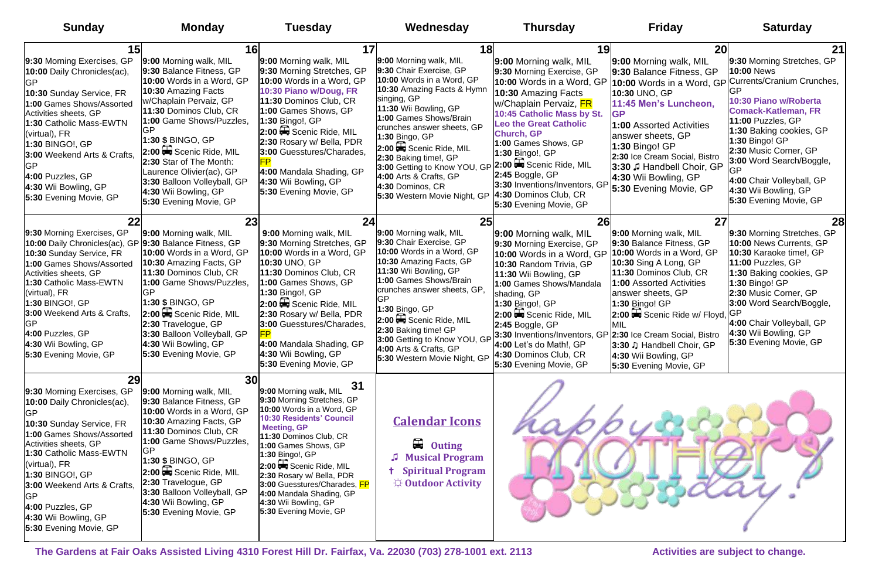| Sunday | Monday | Tuesday | Wednesday | Thursday | Friday | Saturday |
|---|---|---|---|---|---|---|
| **15**<br>**9:30** Morning Exercises, GP<br>**10:00** Daily Chronicles(ac), GP<br>**10:30** Sunday Service, FR<br>**1:00** Games Shows/Assorted Activities sheets, GP<br>**1:30** Catholic Mass-EWTN (virtual), FR<br>**1:30** BINGO!, GP<br>**3:00** Weekend Arts & Crafts, GP<br>**4:00** Puzzles, GP<br>**4:30** Wii Bowling, GP<br>**5:30** Evening Movie, GP | **16**<br>**9:00** Morning walk, MIL<br>**9:30** Balance Fitness, GP<br>**10:00** Words in a Word, GP<br>**10:30** Amazing Facts w/Chaplain Pervaiz, GP<br>**11:30** Dominos Club, CR<br>**1:00** Game Shows/Puzzles, GP<br>**1:30** $ BINGO, GP<br>**2:00** 🚍 Scenic Ride, MIL<br>**2:30** Star of The Month: Laurence Olivier(ac), GP<br>**3:30** Balloon Volleyball, GP<br>**4:30** Wii Bowling, GP<br>**5:30** Evening Movie, GP | **17**<br>**9:00** Morning walk, MIL<br>**9:30** Morning Stretches, GP<br>**10:00** Words in a Word, GP<br>**10:30 Piano w/Doug, FR**<br>**11:30** Dominos Club, CR<br>**1:00** Games Shows, GP<br>**1:30** Bingo!, GP<br>**2:00** 🚍 Scenic Ride, MIL<br>**2:30** Rosary w/ Bella, PDR<br>**3:00** Guesstures/Charades, FP<br>**4:00** Mandala Shading, GP<br>**4:30** Wii Bowling, GP<br>**5:30** Evening Movie, GP | **18**<br>**9:00** Morning walk, MIL<br>**9:30** Chair Exercise, GP<br>**10:00** Words in a Word, GP<br>**10:30** Amazing Facts & Hymn singing, GP<br>**11:30** Wii Bowling, GP<br>**1:00** Games Shows/Brain crunches answer sheets, GP<br>**1:30** Bingo, GP<br>**2:00** 🚍 Scenic Ride, MIL<br>**2:30** Baking time!, GP<br>**3:00** Getting to Know YOU, GP<br>**4:00** Arts & Crafts, GP<br>**4:30** Dominos, CR<br>**5:30** Western Movie Night, GP | **19**<br>**9:00** Morning walk, MIL<br>**9:30** Morning Exercise, GP<br>**10:00** Words in a Word, GP<br>**10:30** Amazing Facts w/Chaplain Pervaiz, FR<br>**10:45 Catholic Mass by St. Leo the Great Catholic Church, GP**<br>**1:00** Games Shows, GP<br>**1:30** Bingo!, GP<br>**2:00** 🚍 Scenic Ride, MIL<br>**2:45** Boggle, GP<br>**3:30** Inventions/Inventors, GP<br>**4:30** Dominos Club, CR<br>**5:30** Evening Movie, GP | **20**<br>**9:00** Morning walk, MIL<br>**9:30** Balance Fitness, GP<br>**10:00** Words in a Word, GP<br>**10:30** UNO, GP<br>**11:45 Men's Luncheon, GP**<br>**1:00** Assorted Activities answer sheets, GP<br>**1:30** Bingo! GP<br>**2:30** Ice Cream Social, Bistro<br>**3:30** ♫ Handbell Choir, GP<br>**4:30** Wii Bowling, GP<br>**5:30** Evening Movie, GP | **21**<br>**9:30** Morning Stretches, GP<br>**10:00** News Currents/Cranium Crunches, GP<br>**10:30 Piano w/Roberta Comack-Katleman, FR**<br>**11:00** Puzzles, GP<br>**1:30** Baking cookies, GP<br>**1:30** Bingo! GP<br>**2:30** Music Corner, GP<br>**3:00** Word Search/Boggle, GP<br>**4:00** Chair Volleyball, GP<br>**4:30** Wii Bowling, GP<br>**5:30** Evening Movie, GP |
| **22**<br>**9:30** Morning Exercises, GP<br>**10:00** Daily Chronicles(ac), GP<br>**10:30** Sunday Service, FR<br>**1:00** Games Shows/Assorted Activities sheets, GP<br>**1:30** Catholic Mass-EWTN (virtual), FR<br>**1:30** BINGO!, GP<br>**3:00** Weekend Arts & Crafts, GP<br>**4:00** Puzzles, GP<br>**4:30** Wii Bowling, GP<br>**5:30** Evening Movie, GP | **23**<br>**9:00** Morning walk, MIL<br>**9:30** Balance Fitness, GP<br>**10:00** Words in a Word, GP<br>**10:30** Amazing Facts, GP<br>**11:30** Dominos Club, CR<br>**1:00** Game Shows/Puzzles, GP<br>**1:30** $ BINGO, GP<br>**2:00** 🚍 Scenic Ride, MIL<br>**2:30** Travelogue, GP<br>**3:30** Balloon Volleyball, GP<br>**4:30** Wii Bowling, GP<br>**5:30** Evening Movie, GP | **24**<br>**9:00** Morning walk, MIL<br>**9:30** Morning Stretches, GP<br>**10:00** Words in a Word, GP<br>**10:30** UNO, GP<br>**11:30** Dominos Club, CR<br>**1:00** Games Shows, GP<br>**1:30** Bingo!, GP<br>**2:00** 🚍 Scenic Ride, MIL<br>**2:30** Rosary w/ Bella, PDR<br>**3:00** Guesstures/Charades, FP<br>**4:00** Mandala Shading, GP<br>**4:30** Wii Bowling, GP<br>**5:30** Evening Movie, GP | **25**<br>**9:00** Morning walk, MIL<br>**9:30** Chair Exercise, GP<br>**10:00** Words in a Word, GP<br>**10:30** Amazing Facts, GP<br>**11:30** Wii Bowling, GP<br>**1:00** Games Shows/Brain crunches answer sheets, GP, GP<br>**1:30** Bingo, GP<br>**2:00** 🚍 Scenic Ride, MIL<br>**2:30** Baking time! GP<br>**3:00** Getting to Know YOU, GP<br>**4:00** Arts & Crafts, GP<br>**5:30** Western Movie Night, GP | **26**<br>**9:00** Morning walk, MIL<br>**9:30** Morning Exercise, GP<br>**10:00** Words in a Word, GP<br>**10:30** Random Trivia, GP<br>**11:30** Wii Bowling, GP<br>**1:00** Games Shows/Mandala shading, GP<br>**1:30** Bingo!, GP<br>**2:00** 🚍 Scenic Ride, MIL<br>**2:45** Boggle, GP<br>**3:30** Inventions/Inventors, GP<br>**4:00** Let's do Math!, GP<br>**4:30** Dominos Club, CR<br>**5:30** Evening Movie, GP | **27**<br>**9:00** Morning walk, MIL<br>**9:30** Balance Fitness, GP<br>**10:00** Words in a Word, GP<br>**10:30** Sing A Long, GP<br>**11:30** Dominos Club, CR<br>**1:00** Assorted Activities answer sheets, GP<br>**1:30** Bingo! GP<br>**2:00** 🚍 Scenic Ride w/ Floyd, MIL<br>**2:30** Ice Cream Social, Bistro<br>**3:30** ♫ Handbell Choir, GP<br>**4:30** Wii Bowling, GP<br>**5:30** Evening Movie, GP | **28**<br>**9:30** Morning Stretches, GP<br>**10:00** News Currents, GP<br>**10:30** Karaoke time!, GP<br>**11:00** Puzzles, GP<br>**1:30** Baking cookies, GP<br>**1:30** Bingo! GP<br>**2:30** Music Corner, GP<br>**3:00** Word Search/Boggle, GP<br>**4:00** Chair Volleyball, GP<br>**4:30** Wii Bowling, GP<br>**5:30** Evening Movie, GP |
| **29**<br>**9:30** Morning Exercises, GP<br>**10:00** Daily Chronicles(ac), GP<br>**10:30** Sunday Service, FR<br>**1:00** Games Shows/Assorted Activities sheets, GP<br>**1:30** Catholic Mass-EWTN (virtual), FR<br>**1:30** BINGO!, GP<br>**3:00** Weekend Arts & Crafts, GP<br>**4:00** Puzzles, GP<br>**4:30** Wii Bowling, GP<br>**5:30** Evening Movie, GP | **30**<br>**9:00** Morning walk, MIL<br>**9:30** Balance Fitness, GP<br>**10:00** Words in a Word, GP<br>**10:30** Amazing Facts, GP<br>**11:30** Dominos Club, CR<br>**1:00** Game Shows/Puzzles, GP<br>**1:30** $ BINGO, GP<br>**2:00** 🚍 Scenic Ride, MIL<br>**2:30** Travelogue, GP<br>**3:30** Balloon Volleyball, GP<br>**4:30** Wii Bowling, GP<br>**5:30** Evening Movie, GP | **31**<br>**9:00** Morning walk, MIL<br>**9:30** Morning Stretches, GP<br>**10:00** Words in a Word, GP<br>**10:30 Residents' Council Meeting, GP**<br>**11:30** Dominos Club, CR<br>**1:00** Games Shows, GP<br>**1:30** Bingo!, GP<br>**2:00** 🚍 Scenic Ride, MIL<br>**2:30** Rosary w/ Bella, PDR<br>**3:00** Guesstures/Charades, FP<br>**4:00** Mandala Shading, GP<br>**4:30** Wii Bowling, GP<br>**5:30** Evening Movie, GP | **Calendar Icons**<br>🚍 **Outing**<br>♫ **Musical Program**<br>† **Spiritual Program**<br>☼ **Outdoor Activity** | happy mother's day! | | |

**The Gardens at Fair Oaks Assisted Living 4310 Forest Hill Dr. Fairfax, Va. 22030 (703) 278-1001 ext. 2113**

**Activities are subject to change.**